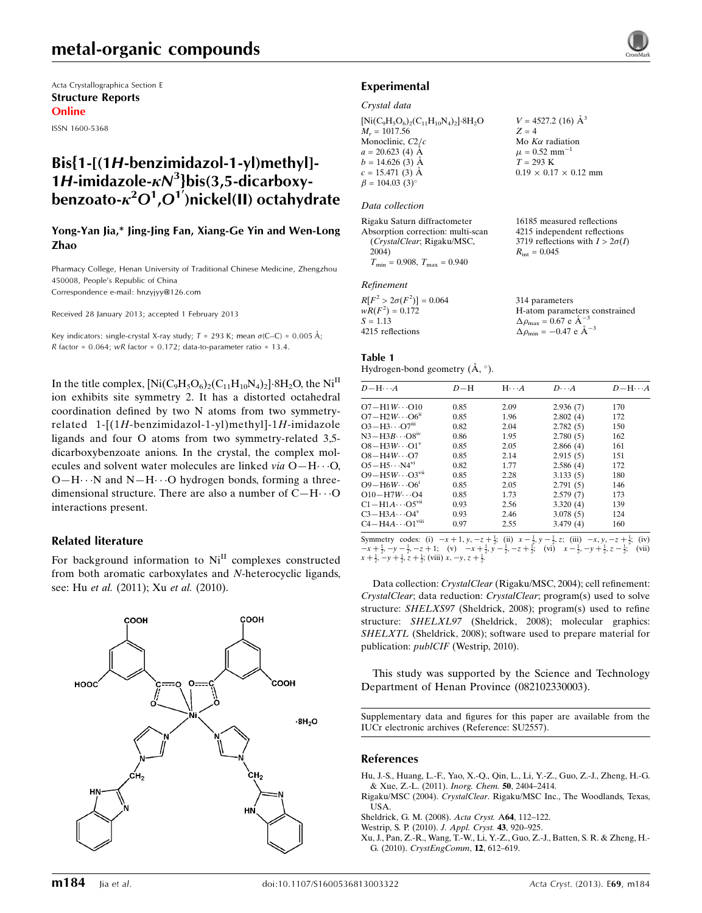Acta Crystallographica Section E
**Structure Reports**
**Online**

ISSN 1600-5368

# Bis{1-[(1*H*-benzimidazol-1-yl)methyl]-1*H*-imidazole-$\kappa N^3$}bis(3,5-dicarboxybenzoato-$\kappa^2 O^1,O^{1'}$)nickel(II) octahydrate

**Yong-Yan Jia,\* Jing-Jing Fan, Xiang-Ge Yin and Wen-Long Zhao**

Pharmacy College, Henan University of Traditional Chinese Medicine, Zhengzhou 450008, People's Republic of China
Correspondence e-mail: hnzyjyy@126.com

Received 28 January 2013; accepted 1 February 2013

Key indicators: single-crystal X-ray study; $T$ = 293 K; mean $\sigma$(C–C) = 0.005 Å; $R$ factor = 0.064; $wR$ factor = 0.172; data-to-parameter ratio = 13.4.

In the title complex, $[Ni(C_9H_5O_6)_2(C_{11}H_{10}N_4)_2]\cdot 8H_2O$, the $Ni^{II}$ ion exhibits site symmetry 2. It has a distorted octahedral coordination defined by two N atoms from two symmetry-related 1-[(1*H*-benzimidazol-1-yl)methyl]-1*H*-imidazole ligands and four O atoms from two symmetry-related 3,5-dicarboxybenzoate anions. In the crystal, the complex molecules and solvent water molecules are linked *via* O—H⋯O, O—H⋯N and N—H⋯O hydrogen bonds, forming a three-dimensional structure. There are also a number of C—H⋯O interactions present.

## Related literature

For background information to $Ni^{II}$ complexes constructed from both aromatic carboxylates and *N*-heterocyclic ligands, see: Hu *et al.* (2011); Xu *et al.* (2010).

## Experimental

### Crystal data

$[Ni(C_9H_5O_6)_2(C_{11}H_{10}N_4)_2]\cdot 8H_2O$
$M_r$ = 1017.56
Monoclinic, $C2/c$
$a$ = 20.623 (4) Å
$b$ = 14.626 (3) Å
$c$ = 15.471 (3) Å
$\beta$ = 104.03 (3)°
$V$ = 4527.2 (16) Å$^3$
$Z$ = 4
Mo $K\alpha$ radiation
$\mu$ = 0.52 mm$^{-1}$
$T$ = 293 K
0.19 × 0.17 × 0.12 mm

### Data collection

Rigaku Saturn diffractometer
Absorption correction: multi-scan (*CrystalClear*; Rigaku/MSC, 2004)
$T_{min}$ = 0.908, $T_{max}$ = 0.940
16185 measured reflections
4215 independent reflections
3719 reflections with $I > 2\sigma(I)$
$R_{int}$ = 0.045

### Refinement

$R[F^2 > 2\sigma(F^2)]$ = 0.064
$wR(F^2)$ = 0.172
$S$ = 1.13
4215 reflections
314 parameters
H-atom parameters constrained
$\Delta\rho_{max}$ = 0.67 e Å$^{-3}$
$\Delta\rho_{min}$ = −0.47 e Å$^{-3}$

**Table 1**
Hydrogen-bond geometry (Å, °).

| $D$—H⋯$A$ | $D$—H | H⋯$A$ | $D$⋯$A$ | $D$—H⋯$A$ |
|---|---|---|---|---|
| O7—H1*W*⋯O10 | 0.85 | 2.09 | 2.936 (7) | 170 |
| O7—H2*W*⋯O6$^{ii}$ | 0.85 | 1.96 | 2.802 (4) | 172 |
| O3—H3⋯O7$^{iii}$ | 0.82 | 2.04 | 2.782 (5) | 150 |
| N3—H3*B*⋯O8$^{iv}$ | 0.86 | 1.95 | 2.780 (5) | 162 |
| O8—H3*W*⋯O1$^{v}$ | 0.85 | 2.05 | 2.866 (4) | 161 |
| O8—H4*W*⋯O7 | 0.85 | 2.14 | 2.915 (5) | 151 |
| O5—H5⋯N4$^{vi}$ | 0.82 | 1.77 | 2.586 (4) | 172 |
| O9—H5*W*⋯O3$^{vii}$ | 0.85 | 2.28 | 3.133 (5) | 180 |
| O9—H6*W*⋯O6$^{i}$ | 0.85 | 2.05 | 2.791 (5) | 146 |
| O10—H7*W*⋯O4 | 0.85 | 1.73 | 2.579 (7) | 173 |
| C1—H1*A*⋯O5$^{vii}$ | 0.93 | 2.56 | 3.320 (4) | 139 |
| C3—H3*A*⋯O4$^{v}$ | 0.93 | 2.46 | 3.078 (5) | 124 |
| C4—H4*A*⋯O1$^{viii}$ | 0.97 | 2.55 | 3.479 (4) | 160 |

Symmetry codes: (i) $-x+1, y, -z+\frac{1}{2}$; (ii) $x-\frac{1}{2}, y-\frac{1}{2}, z$; (iii) $-x, y, -z+\frac{1}{2}$; (iv) $-x+\frac{1}{2}, -y-\frac{1}{2}, -z+1$; (v) $-x+\frac{1}{2}, y-\frac{1}{2}, -z+\frac{1}{2}$; (vi) $x-\frac{1}{2}, -y+\frac{1}{2}, z-\frac{1}{2}$; (vii) $x+\frac{1}{2}, -y+\frac{1}{2}, z+\frac{1}{2}$; (viii) $x, -y, z+\frac{1}{2}$.

Data collection: *CrystalClear* (Rigaku/MSC, 2004); cell refinement: *CrystalClear*; data reduction: *CrystalClear*; program(s) used to solve structure: *SHELXS97* (Sheldrick, 2008); program(s) used to refine structure: *SHELXL97* (Sheldrick, 2008); molecular graphics: *SHELXTL* (Sheldrick, 2008); software used to prepare material for publication: *publCIF* (Westrip, 2010).

This study was supported by the Science and Technology Department of Henan Province (082102330003).

Supplementary data and figures for this paper are available from the IUCr electronic archives (Reference: SU2557).

## References

Hu, J.-S., Huang, L.-F., Yao, X.-Q., Qin, L., Li, Y.-Z., Guo, Z.-J., Zheng, H.-G. & Xue, Z.-L. (2011). *Inorg. Chem.* **50**, 2404–2414.
Rigaku/MSC (2004). *CrystalClear*. Rigaku/MSC Inc., The Woodlands, Texas, USA.
Sheldrick, G. M. (2008). *Acta Cryst.* A**64**, 112–122.
Westrip, S. P. (2010). *J. Appl. Cryst.* **43**, 920–925.
Xu, J., Pan, Z.-R., Wang, T.-W., Li, Y.-Z., Guo, Z.-J., Batten, S. R. & Zheng, H.-G. (2010). *CrystEngComm*, **12**, 612–619.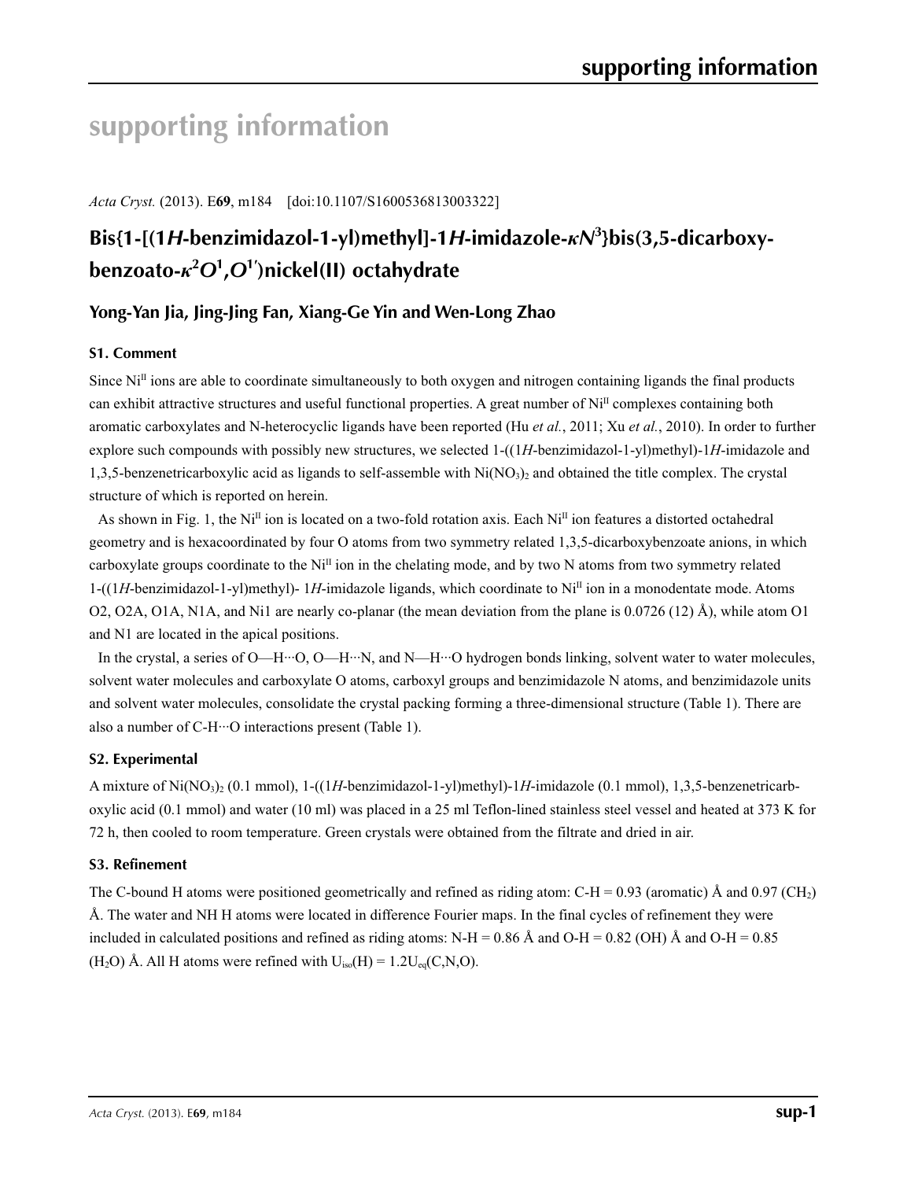# supporting information

*Acta Cryst.* (2013). E**69**, m184    [doi:10.1107/S1600536813003322]

## Bis{1-[(1*H*-benzimidazol-1-yl)methyl]-1*H*-imidazole-*κN*$^3$}bis(3,5-dicarboxybenzoato-*κ*$^2$*O*$^1$,*O*$^{1'}$)nickel(II) octahydrate

### Yong-Yan Jia, Jing-Jing Fan, Xiang-Ge Yin and Wen-Long Zhao

### S1. Comment

Since $Ni^{II}$ ions are able to coordinate simultaneously to both oxygen and nitrogen containing ligands the final products can exhibit attractive structures and useful functional properties. A great number of $Ni^{II}$ complexes containing both aromatic carboxylates and N-heterocyclic ligands have been reported (Hu *et al.*, 2011; Xu *et al.*, 2010). In order to further explore such compounds with possibly new structures, we selected 1-((1*H*-benzimidazol-1-yl)methyl)-1*H*-imidazole and 1,3,5-benzenetricarboxylic acid as ligands to self-assemble with $Ni(NO_3)_2$ and obtained the title complex. The crystal structure of which is reported on herein.

As shown in Fig. 1, the $Ni^{II}$ ion is located on a two-fold rotation axis. Each $Ni^{II}$ ion features a distorted octahedral geometry and is hexacoordinated by four O atoms from two symmetry related 1,3,5-dicarboxybenzoate anions, in which carboxylate groups coordinate to the $Ni^{II}$ ion in the chelating mode, and by two N atoms from two symmetry related 1-((1*H*-benzimidazol-1-yl)methyl)- 1*H*-imidazole ligands, which coordinate to $Ni^{II}$ ion in a monodentate mode. Atoms O2, O2A, O1A, N1A, and Ni1 are nearly co-planar (the mean deviation from the plane is 0.0726 (12) Å), while atom O1 and N1 are located in the apical positions.

In the crystal, a series of O—H···O, O—H···N, and N—H···O hydrogen bonds linking, solvent water to water molecules, solvent water molecules and carboxylate O atoms, carboxyl groups and benzimidazole N atoms, and benzimidazole units and solvent water molecules, consolidate the crystal packing forming a three-dimensional structure (Table 1). There are also a number of C-H···O interactions present (Table 1).

### S2. Experimental

A mixture of $Ni(NO_3)_2$ (0.1 mmol), 1-((1*H*-benzimidazol-1-yl)methyl)-1*H*-imidazole (0.1 mmol), 1,3,5-benzenetricarboxylic acid (0.1 mmol) and water (10 ml) was placed in a 25 ml Teflon-lined stainless steel vessel and heated at 373 K for 72 h, then cooled to room temperature. Green crystals were obtained from the filtrate and dried in air.

### S3. Refinement

The C-bound H atoms were positioned geometrically and refined as riding atom: C-H = 0.93 (aromatic) Å and 0.97 ($CH_2$) Å. The water and NH H atoms were located in difference Fourier maps. In the final cycles of refinement they were included in calculated positions and refined as riding atoms: N-H = 0.86 Å and O-H = 0.82 (OH) Å and O-H = 0.85 ($H_2O$) Å. All H atoms were refined with $U_{iso}(H) = 1.2U_{eq}(C,N,O)$.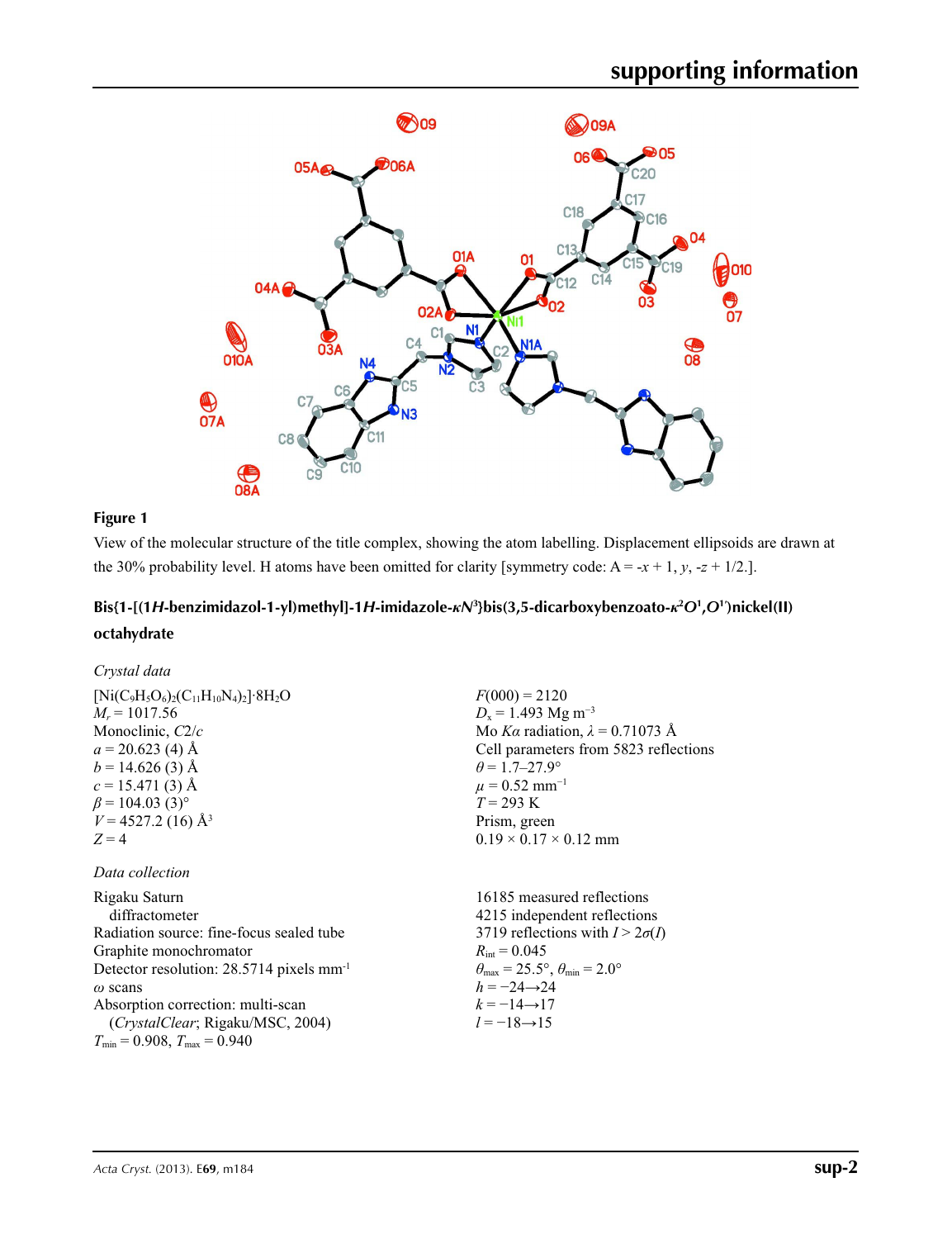**Figure 1**

View of the molecular structure of the title complex, showing the atom labelling. Displacement ellipsoids are drawn at the 30% probability level. H atoms have been omitted for clarity [symmetry code: A = -$x$ + 1, $y$, -$z$ + 1/2.].

## Bis{1-[(1*H*-benzimidazol-1-yl)methyl]-1*H*-imidazole-$\kappa N^3$}bis(3,5-dicarboxybenzoato-$\kappa^2 O^1,O^{1'}$)nickel(II) octahydrate

### *Crystal data*

$[Ni(C_9H_5O_6)_2(C_{11}H_{10}N_4)_2]\cdot 8H_2O$
$M_r$ = 1017.56
Monoclinic, $C2/c$
$a$ = 20.623 (4) Å
$b$ = 14.626 (3) Å
$c$ = 15.471 (3) Å
$\beta$ = 104.03 (3)°
$V$ = 4527.2 (16) Å$^3$
$Z$ = 4
$F(000)$ = 2120
$D_x$ = 1.493 Mg m$^{-3}$
Mo $K\alpha$ radiation, $\lambda$ = 0.71073 Å
Cell parameters from 5823 reflections
$\theta$ = 1.7–27.9°
$\mu$ = 0.52 mm$^{-1}$
$T$ = 293 K
Prism, green
0.19 × 0.17 × 0.12 mm

### *Data collection*

Rigaku Saturn diffractometer
Radiation source: fine-focus sealed tube
Graphite monochromator
Detector resolution: 28.5714 pixels mm$^{-1}$
$\omega$ scans
Absorption correction: multi-scan (*CrystalClear*; Rigaku/MSC, 2004)
$T_{min}$ = 0.908, $T_{max}$ = 0.940
16185 measured reflections
4215 independent reflections
3719 reflections with $I > 2\sigma(I)$
$R_{int}$ = 0.045
$\theta_{max}$ = 25.5°, $\theta_{min}$ = 2.0°
$h$ = −24→24
$k$ = −14→17
$l$ = −18→15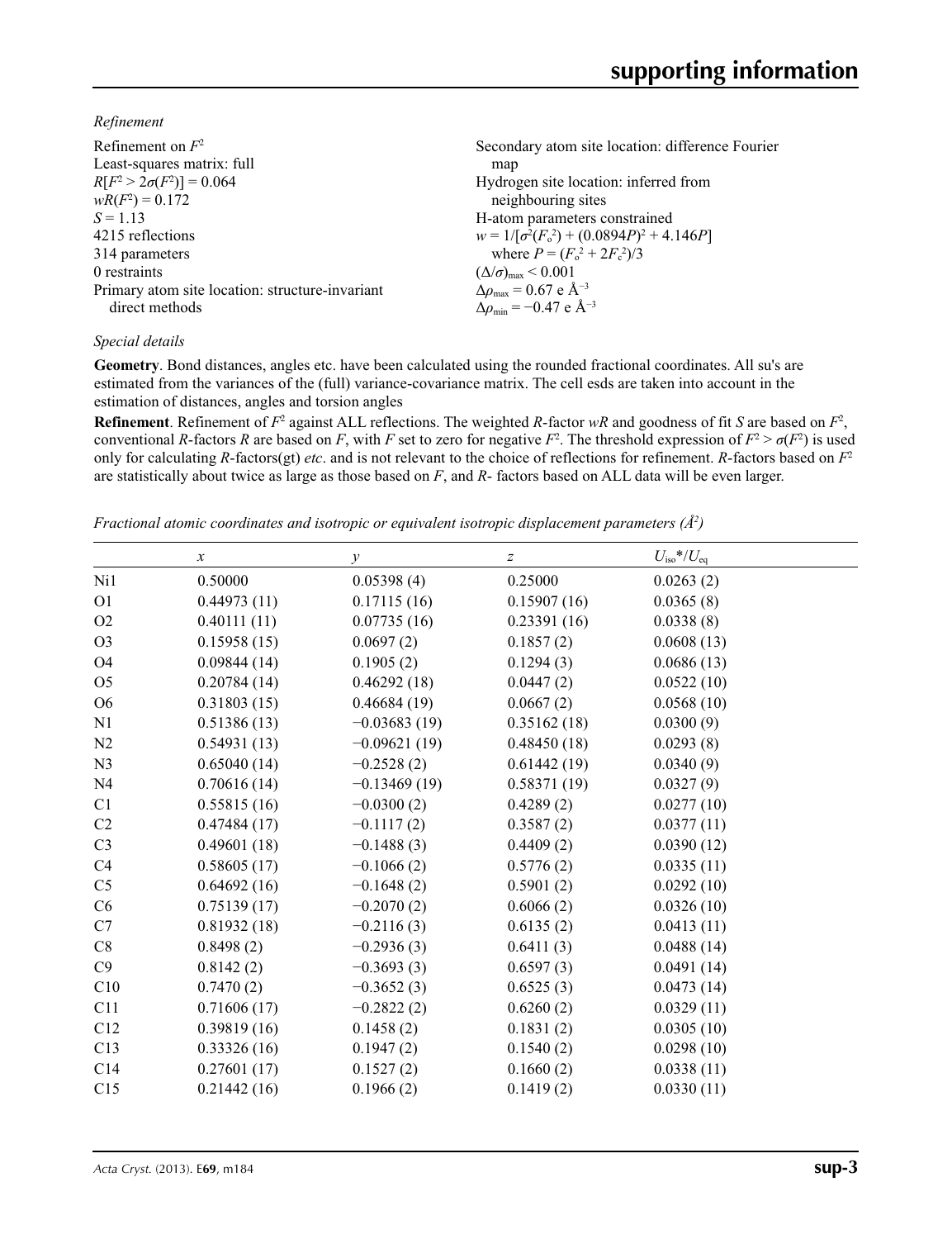*Refinement*

Refinement on $F^2$
Least-squares matrix: full
$R[F^2 > 2\sigma(F^2)] = 0.064$
$wR(F^2) = 0.172$
$S = 1.13$
4215 reflections
314 parameters
0 restraints
Primary atom site location: structure-invariant direct methods
Secondary atom site location: difference Fourier map
Hydrogen site location: inferred from neighbouring sites
H-atom parameters constrained
$w = 1/[\sigma^2(F_o^2) + (0.0894P)^2 + 4.146P]$ where $P = (F_o^2 + 2F_c^2)/3$
$(\Delta/\sigma)_{max} < 0.001$
$\Delta\rho_{max} = 0.67$ e Å$^{-3}$
$\Delta\rho_{min} = -0.47$ e Å$^{-3}$

*Special details*

**Geometry**. Bond distances, angles etc. have been calculated using the rounded fractional coordinates. All su's are estimated from the variances of the (full) variance-covariance matrix. The cell esds are taken into account in the estimation of distances, angles and torsion angles

**Refinement**. Refinement of $F^2$ against ALL reflections. The weighted $R$-factor $wR$ and goodness of fit $S$ are based on $F^2$, conventional $R$-factors $R$ are based on $F$, with $F$ set to zero for negative $F^2$. The threshold expression of $F^2 > \sigma(F^2)$ is used only for calculating $R$-factors(gt) *etc*. and is not relevant to the choice of reflections for refinement. $R$-factors based on $F^2$ are statistically about twice as large as those based on $F$, and $R$- factors based on ALL data will be even larger.

*Fractional atomic coordinates and isotropic or equivalent isotropic displacement parameters (Å$^2$)*

| | $x$ | $y$ | $z$ | $U_{iso}$*/$U_{eq}$ |
|---|---|---|---|---|
| Ni1 | 0.50000 | 0.05398 (4) | 0.25000 | 0.0263 (2) |
| O1 | 0.44973 (11) | 0.17115 (16) | 0.15907 (16) | 0.0365 (8) |
| O2 | 0.40111 (11) | 0.07735 (16) | 0.23391 (16) | 0.0338 (8) |
| O3 | 0.15958 (15) | 0.0697 (2) | 0.1857 (2) | 0.0608 (13) |
| O4 | 0.09844 (14) | 0.1905 (2) | 0.1294 (3) | 0.0686 (13) |
| O5 | 0.20784 (14) | 0.46292 (18) | 0.0447 (2) | 0.0522 (10) |
| O6 | 0.31803 (15) | 0.46684 (19) | 0.0667 (2) | 0.0568 (10) |
| N1 | 0.51386 (13) | −0.03683 (19) | 0.35162 (18) | 0.0300 (9) |
| N2 | 0.54931 (13) | −0.09621 (19) | 0.48450 (18) | 0.0293 (8) |
| N3 | 0.65040 (14) | −0.2528 (2) | 0.61442 (19) | 0.0340 (9) |
| N4 | 0.70616 (14) | −0.13469 (19) | 0.58371 (19) | 0.0327 (9) |
| C1 | 0.55815 (16) | −0.0300 (2) | 0.4289 (2) | 0.0277 (10) |
| C2 | 0.47484 (17) | −0.1117 (2) | 0.3587 (2) | 0.0377 (11) |
| C3 | 0.49601 (18) | −0.1488 (3) | 0.4409 (2) | 0.0390 (12) |
| C4 | 0.58605 (17) | −0.1066 (2) | 0.5776 (2) | 0.0335 (11) |
| C5 | 0.64692 (16) | −0.1648 (2) | 0.5901 (2) | 0.0292 (10) |
| C6 | 0.75139 (17) | −0.2070 (2) | 0.6066 (2) | 0.0326 (10) |
| C7 | 0.81932 (18) | −0.2116 (3) | 0.6135 (2) | 0.0413 (11) |
| C8 | 0.8498 (2) | −0.2936 (3) | 0.6411 (3) | 0.0488 (14) |
| C9 | 0.8142 (2) | −0.3693 (3) | 0.6597 (3) | 0.0491 (14) |
| C10 | 0.7470 (2) | −0.3652 (3) | 0.6525 (3) | 0.0473 (14) |
| C11 | 0.71606 (17) | −0.2822 (2) | 0.6260 (2) | 0.0329 (11) |
| C12 | 0.39819 (16) | 0.1458 (2) | 0.1831 (2) | 0.0305 (10) |
| C13 | 0.33326 (16) | 0.1947 (2) | 0.1540 (2) | 0.0298 (10) |
| C14 | 0.27601 (17) | 0.1527 (2) | 0.1660 (2) | 0.0338 (11) |
| C15 | 0.21442 (16) | 0.1966 (2) | 0.1419 (2) | 0.0330 (11) |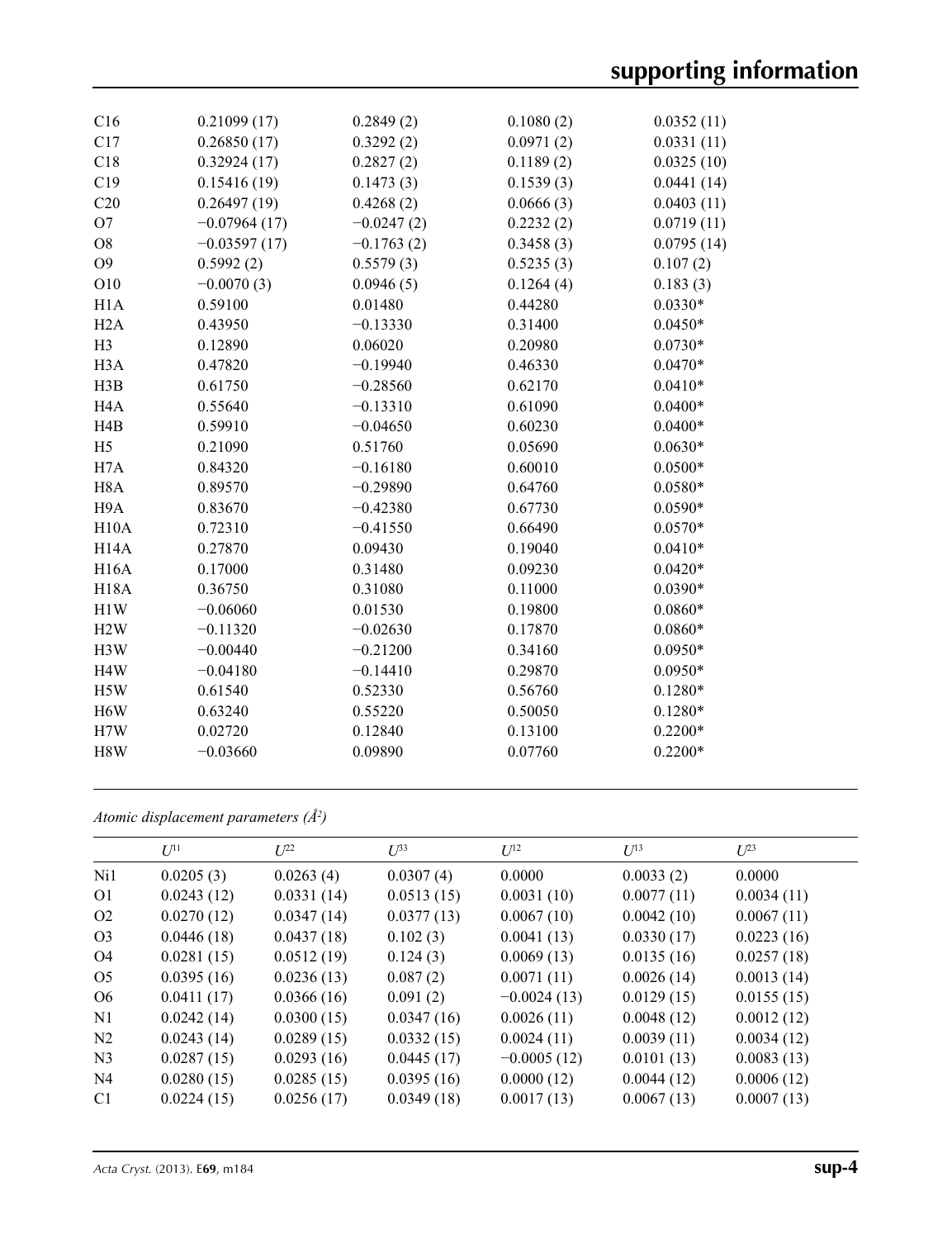| | | | | |
|---|---|---|---|---|
| C16 | 0.21099 (17) | 0.2849 (2) | 0.1080 (2) | 0.0352 (11) |
| C17 | 0.26850 (17) | 0.3292 (2) | 0.0971 (2) | 0.0331 (11) |
| C18 | 0.32924 (17) | 0.2827 (2) | 0.1189 (2) | 0.0325 (10) |
| C19 | 0.15416 (19) | 0.1473 (3) | 0.1539 (3) | 0.0441 (14) |
| C20 | 0.26497 (19) | 0.4268 (2) | 0.0666 (3) | 0.0403 (11) |
| O7 | −0.07964 (17) | −0.0247 (2) | 0.2232 (2) | 0.0719 (11) |
| O8 | −0.03597 (17) | −0.1763 (2) | 0.3458 (3) | 0.0795 (14) |
| O9 | 0.5992 (2) | 0.5579 (3) | 0.5235 (3) | 0.107 (2) |
| O10 | −0.0070 (3) | 0.0946 (5) | 0.1264 (4) | 0.183 (3) |
| H1A | 0.59100 | 0.01480 | 0.44280 | 0.0330* |
| H2A | 0.43950 | −0.13330 | 0.31400 | 0.0450* |
| H3 | 0.12890 | 0.06020 | 0.20980 | 0.0730* |
| H3A | 0.47820 | −0.19940 | 0.46330 | 0.0470* |
| H3B | 0.61750 | −0.28560 | 0.62170 | 0.0410* |
| H4A | 0.55640 | −0.13310 | 0.61090 | 0.0400* |
| H4B | 0.59910 | −0.04650 | 0.60230 | 0.0400* |
| H5 | 0.21090 | 0.51760 | 0.05690 | 0.0630* |
| H7A | 0.84320 | −0.16180 | 0.60010 | 0.0500* |
| H8A | 0.89570 | −0.29890 | 0.64760 | 0.0580* |
| H9A | 0.83670 | −0.42380 | 0.67730 | 0.0590* |
| H10A | 0.72310 | −0.41550 | 0.66490 | 0.0570* |
| H14A | 0.27870 | 0.09430 | 0.19040 | 0.0410* |
| H16A | 0.17000 | 0.31480 | 0.09230 | 0.0420* |
| H18A | 0.36750 | 0.31080 | 0.11000 | 0.0390* |
| H1W | −0.06060 | 0.01530 | 0.19800 | 0.0860* |
| H2W | −0.11320 | −0.02630 | 0.17870 | 0.0860* |
| H3W | −0.00440 | −0.21200 | 0.34160 | 0.0950* |
| H4W | −0.04180 | −0.14410 | 0.29870 | 0.0950* |
| H5W | 0.61540 | 0.52330 | 0.56760 | 0.1280* |
| H6W | 0.63240 | 0.55220 | 0.50050 | 0.1280* |
| H7W | 0.02720 | 0.12840 | 0.13100 | 0.2200* |
| H8W | −0.03660 | 0.09890 | 0.07760 | 0.2200* |

*Atomic displacement parameters (Å²)*

| | $U^{11}$ | $U^{22}$ | $U^{33}$ | $U^{12}$ | $U^{13}$ | $U^{23}$ |
|---|---|---|---|---|---|---|
| Ni1 | 0.0205 (3) | 0.0263 (4) | 0.0307 (4) | 0.0000 | 0.0033 (2) | 0.0000 |
| O1 | 0.0243 (12) | 0.0331 (14) | 0.0513 (15) | 0.0031 (10) | 0.0077 (11) | 0.0034 (11) |
| O2 | 0.0270 (12) | 0.0347 (14) | 0.0377 (13) | 0.0067 (10) | 0.0042 (10) | 0.0067 (11) |
| O3 | 0.0446 (18) | 0.0437 (18) | 0.102 (3) | 0.0041 (13) | 0.0330 (17) | 0.0223 (16) |
| O4 | 0.0281 (15) | 0.0512 (19) | 0.124 (3) | 0.0069 (13) | 0.0135 (16) | 0.0257 (18) |
| O5 | 0.0395 (16) | 0.0236 (13) | 0.087 (2) | 0.0071 (11) | 0.0026 (14) | 0.0013 (14) |
| O6 | 0.0411 (17) | 0.0366 (16) | 0.091 (2) | −0.0024 (13) | 0.0129 (15) | 0.0155 (15) |
| N1 | 0.0242 (14) | 0.0300 (15) | 0.0347 (16) | 0.0026 (11) | 0.0048 (12) | 0.0012 (12) |
| N2 | 0.0243 (14) | 0.0289 (15) | 0.0332 (15) | 0.0024 (11) | 0.0039 (11) | 0.0034 (12) |
| N3 | 0.0287 (15) | 0.0293 (16) | 0.0445 (17) | −0.0005 (12) | 0.0101 (13) | 0.0083 (13) |
| N4 | 0.0280 (15) | 0.0285 (15) | 0.0395 (16) | 0.0000 (12) | 0.0044 (12) | 0.0006 (12) |
| C1 | 0.0224 (15) | 0.0256 (17) | 0.0349 (18) | 0.0017 (13) | 0.0067 (13) | 0.0007 (13) |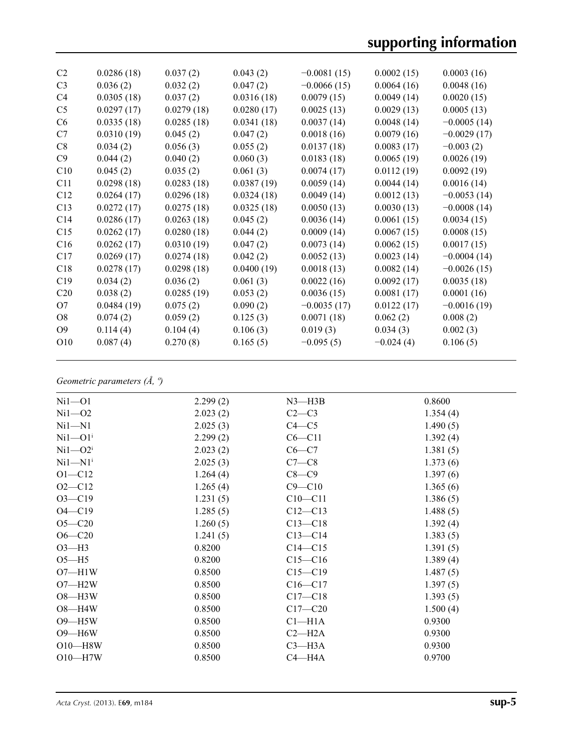| | | | | | |
|---|---|---|---|---|---|
| C2 | 0.0286 (18) | 0.037 (2) | 0.043 (2) | −0.0081 (15) | 0.0002 (15) | 0.0003 (16) |
| C3 | 0.036 (2) | 0.032 (2) | 0.047 (2) | −0.0066 (15) | 0.0064 (16) | 0.0048 (16) |
| C4 | 0.0305 (18) | 0.037 (2) | 0.0316 (18) | 0.0079 (15) | 0.0049 (14) | 0.0020 (15) |
| C5 | 0.0297 (17) | 0.0279 (18) | 0.0280 (17) | 0.0025 (13) | 0.0029 (13) | 0.0005 (13) |
| C6 | 0.0335 (18) | 0.0285 (18) | 0.0341 (18) | 0.0037 (14) | 0.0048 (14) | −0.0005 (14) |
| C7 | 0.0310 (19) | 0.045 (2) | 0.047 (2) | 0.0018 (16) | 0.0079 (16) | −0.0029 (17) |
| C8 | 0.034 (2) | 0.056 (3) | 0.055 (2) | 0.0137 (18) | 0.0083 (17) | −0.003 (2) |
| C9 | 0.044 (2) | 0.040 (2) | 0.060 (3) | 0.0183 (18) | 0.0065 (19) | 0.0026 (19) |
| C10 | 0.045 (2) | 0.035 (2) | 0.061 (3) | 0.0074 (17) | 0.0112 (19) | 0.0092 (19) |
| C11 | 0.0298 (18) | 0.0283 (18) | 0.0387 (19) | 0.0059 (14) | 0.0044 (14) | 0.0016 (14) |
| C12 | 0.0264 (17) | 0.0296 (18) | 0.0324 (18) | 0.0049 (14) | 0.0012 (13) | −0.0053 (14) |
| C13 | 0.0272 (17) | 0.0275 (18) | 0.0325 (18) | 0.0050 (13) | 0.0030 (13) | −0.0008 (14) |
| C14 | 0.0286 (17) | 0.0263 (18) | 0.045 (2) | 0.0036 (14) | 0.0061 (15) | 0.0034 (15) |
| C15 | 0.0262 (17) | 0.0280 (18) | 0.044 (2) | 0.0009 (14) | 0.0067 (15) | 0.0008 (15) |
| C16 | 0.0262 (17) | 0.0310 (19) | 0.047 (2) | 0.0073 (14) | 0.0062 (15) | 0.0017 (15) |
| C17 | 0.0269 (17) | 0.0274 (18) | 0.042 (2) | 0.0052 (13) | 0.0023 (14) | −0.0004 (14) |
| C18 | 0.0278 (17) | 0.0298 (18) | 0.0400 (19) | 0.0018 (13) | 0.0082 (14) | −0.0026 (15) |
| C19 | 0.034 (2) | 0.036 (2) | 0.061 (3) | 0.0022 (16) | 0.0092 (17) | 0.0035 (18) |
| C20 | 0.038 (2) | 0.0285 (19) | 0.053 (2) | 0.0036 (15) | 0.0081 (17) | 0.0001 (16) |
| O7 | 0.0484 (19) | 0.075 (2) | 0.090 (2) | −0.0035 (17) | 0.0122 (17) | −0.0016 (19) |
| O8 | 0.074 (2) | 0.059 (2) | 0.125 (3) | 0.0071 (18) | 0.062 (2) | 0.008 (2) |
| O9 | 0.114 (4) | 0.104 (4) | 0.106 (3) | 0.019 (3) | 0.034 (3) | 0.002 (3) |
| O10 | 0.087 (4) | 0.270 (8) | 0.165 (5) | −0.095 (5) | −0.024 (4) | 0.106 (5) |

*Geometric parameters (Å, º)*

| | | | |
|---|---|---|---|
| Ni1—O1 | 2.299 (2) | N3—H3B | 0.8600 |
| Ni1—O2 | 2.023 (2) | C2—C3 | 1.354 (4) |
| Ni1—N1 | 2.025 (3) | C4—C5 | 1.490 (5) |
| Ni1—O1[i] | 2.299 (2) | C6—C11 | 1.392 (4) |
| Ni1—O2[i] | 2.023 (2) | C6—C7 | 1.381 (5) |
| Ni1—N1[i] | 2.025 (3) | C7—C8 | 1.373 (6) |
| O1—C12 | 1.264 (4) | C8—C9 | 1.397 (6) |
| O2—C12 | 1.265 (4) | C9—C10 | 1.365 (6) |
| O3—C19 | 1.231 (5) | C10—C11 | 1.386 (5) |
| O4—C19 | 1.285 (5) | C12—C13 | 1.488 (5) |
| O5—C20 | 1.260 (5) | C13—C18 | 1.392 (4) |
| O6—C20 | 1.241 (5) | C13—C14 | 1.383 (5) |
| O3—H3 | 0.8200 | C14—C15 | 1.391 (5) |
| O5—H5 | 0.8200 | C15—C16 | 1.389 (4) |
| O7—H1W | 0.8500 | C15—C19 | 1.487 (5) |
| O7—H2W | 0.8500 | C16—C17 | 1.397 (5) |
| O8—H3W | 0.8500 | C17—C18 | 1.393 (5) |
| O8—H4W | 0.8500 | C17—C20 | 1.500 (4) |
| O9—H5W | 0.8500 | C1—H1A | 0.9300 |
| O9—H6W | 0.8500 | C2—H2A | 0.9300 |
| O10—H8W | 0.8500 | C3—H3A | 0.9300 |
| O10—H7W | 0.8500 | C4—H4A | 0.9700 |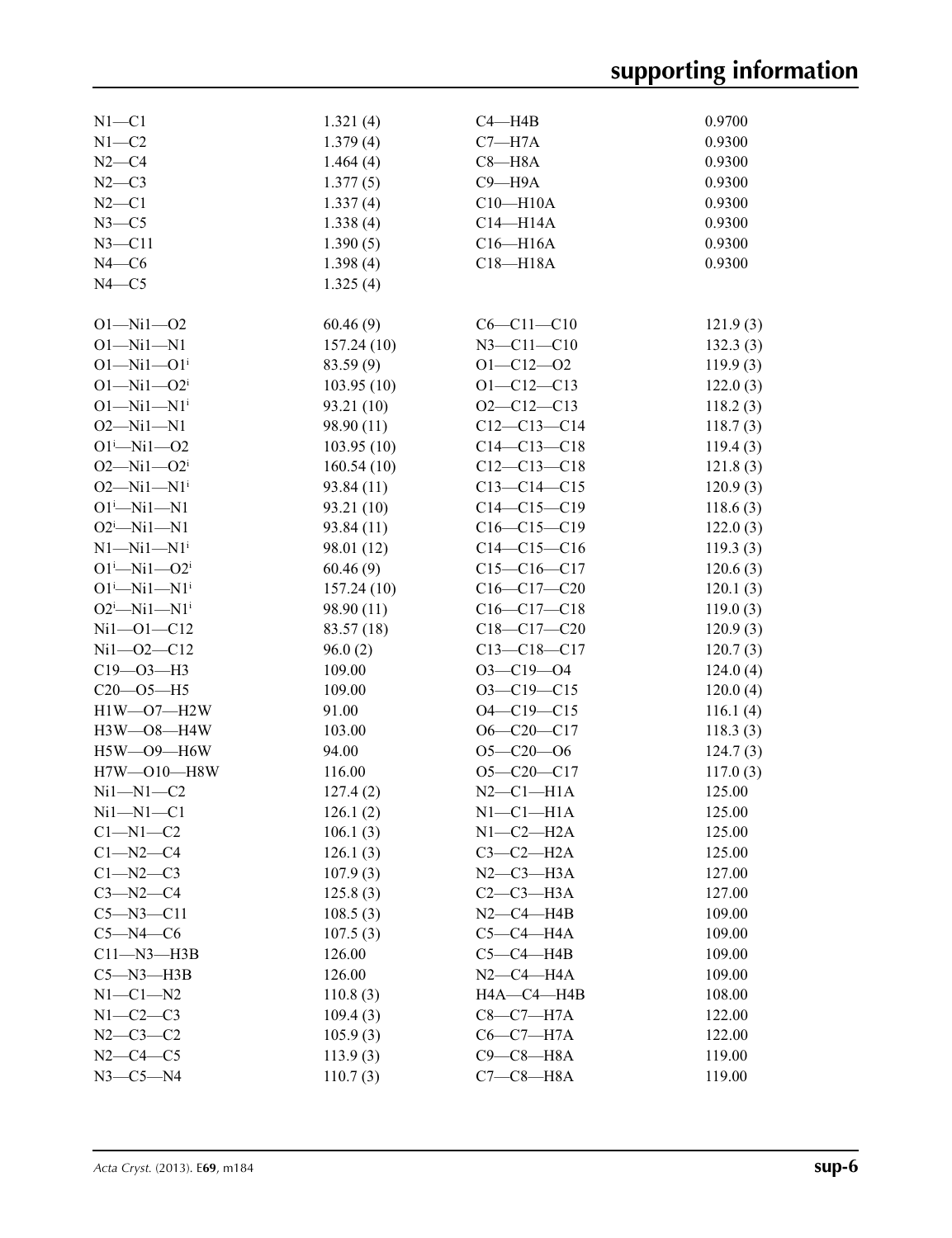| | | | |
|---|---|---|---|
| N1—C1 | 1.321 (4) | C4—H4B | 0.9700 |
| N1—C2 | 1.379 (4) | C7—H7A | 0.9300 |
| N2—C4 | 1.464 (4) | C8—H8A | 0.9300 |
| N2—C3 | 1.377 (5) | C9—H9A | 0.9300 |
| N2—C1 | 1.337 (4) | C10—H10A | 0.9300 |
| N3—C5 | 1.338 (4) | C14—H14A | 0.9300 |
| N3—C11 | 1.390 (5) | C16—H16A | 0.9300 |
| N4—C6 | 1.398 (4) | C18—H18A | 0.9300 |
| N4—C5 | 1.325 (4) | | |

| | | | |
|---|---|---|---|
| O1—Ni1—O2 | 60.46 (9) | C6—C11—C10 | 121.9 (3) |
| O1—Ni1—N1 | 157.24 (10) | N3—C11—C10 | 132.3 (3) |
| O1—Ni1—O1$^{i}$ | 83.59 (9) | O1—C12—O2 | 119.9 (3) |
| O1—Ni1—O2$^{i}$ | 103.95 (10) | O1—C12—C13 | 122.0 (3) |
| O1—Ni1—N1$^{i}$ | 93.21 (10) | O2—C12—C13 | 118.2 (3) |
| O2—Ni1—N1 | 98.90 (11) | C12—C13—C14 | 118.7 (3) |
| O1$^{i}$—Ni1—O2 | 103.95 (10) | C14—C13—C18 | 119.4 (3) |
| O2—Ni1—O2$^{i}$ | 160.54 (10) | C12—C13—C18 | 121.8 (3) |
| O2—Ni1—N1$^{i}$ | 93.84 (11) | C13—C14—C15 | 120.9 (3) |
| O1$^{i}$—Ni1—N1 | 93.21 (10) | C14—C15—C19 | 118.6 (3) |
| O2$^{i}$—Ni1—N1 | 93.84 (11) | C16—C15—C19 | 122.0 (3) |
| N1—Ni1—N1$^{i}$ | 98.01 (12) | C14—C15—C16 | 119.3 (3) |
| O1$^{i}$—Ni1—O2$^{i}$ | 60.46 (9) | C15—C16—C17 | 120.6 (3) |
| O1$^{i}$—Ni1—N1$^{i}$ | 157.24 (10) | C16—C17—C20 | 120.1 (3) |
| O2$^{i}$—Ni1—N1$^{i}$ | 98.90 (11) | C16—C17—C18 | 119.0 (3) |
| Ni1—O1—C12 | 83.57 (18) | C18—C17—C20 | 120.9 (3) |
| Ni1—O2—C12 | 96.0 (2) | C13—C18—C17 | 120.7 (3) |
| C19—O3—H3 | 109.00 | O3—C19—O4 | 124.0 (4) |
| C20—O5—H5 | 109.00 | O3—C19—C15 | 120.0 (4) |
| H1W—O7—H2W | 91.00 | O4—C19—C15 | 116.1 (4) |
| H3W—O8—H4W | 103.00 | O6—C20—C17 | 118.3 (3) |
| H5W—O9—H6W | 94.00 | O5—C20—O6 | 124.7 (3) |
| H7W—O10—H8W | 116.00 | O5—C20—C17 | 117.0 (3) |
| Ni1—N1—C2 | 127.4 (2) | N2—C1—H1A | 125.00 |
| Ni1—N1—C1 | 126.1 (2) | N1—C1—H1A | 125.00 |
| C1—N1—C2 | 106.1 (3) | N1—C2—H2A | 125.00 |
| C1—N2—C4 | 126.1 (3) | C3—C2—H2A | 125.00 |
| C1—N2—C3 | 107.9 (3) | N2—C3—H3A | 127.00 |
| C3—N2—C4 | 125.8 (3) | C2—C3—H3A | 127.00 |
| C5—N3—C11 | 108.5 (3) | N2—C4—H4B | 109.00 |
| C5—N4—C6 | 107.5 (3) | C5—C4—H4A | 109.00 |
| C11—N3—H3B | 126.00 | C5—C4—H4B | 109.00 |
| C5—N3—H3B | 126.00 | N2—C4—H4A | 109.00 |
| N1—C1—N2 | 110.8 (3) | H4A—C4—H4B | 108.00 |
| N1—C2—C3 | 109.4 (3) | C8—C7—H7A | 122.00 |
| N2—C3—C2 | 105.9 (3) | C6—C7—H7A | 122.00 |
| N2—C4—C5 | 113.9 (3) | C9—C8—H8A | 119.00 |
| N3—C5—N4 | 110.7 (3) | C7—C8—H8A | 119.00 |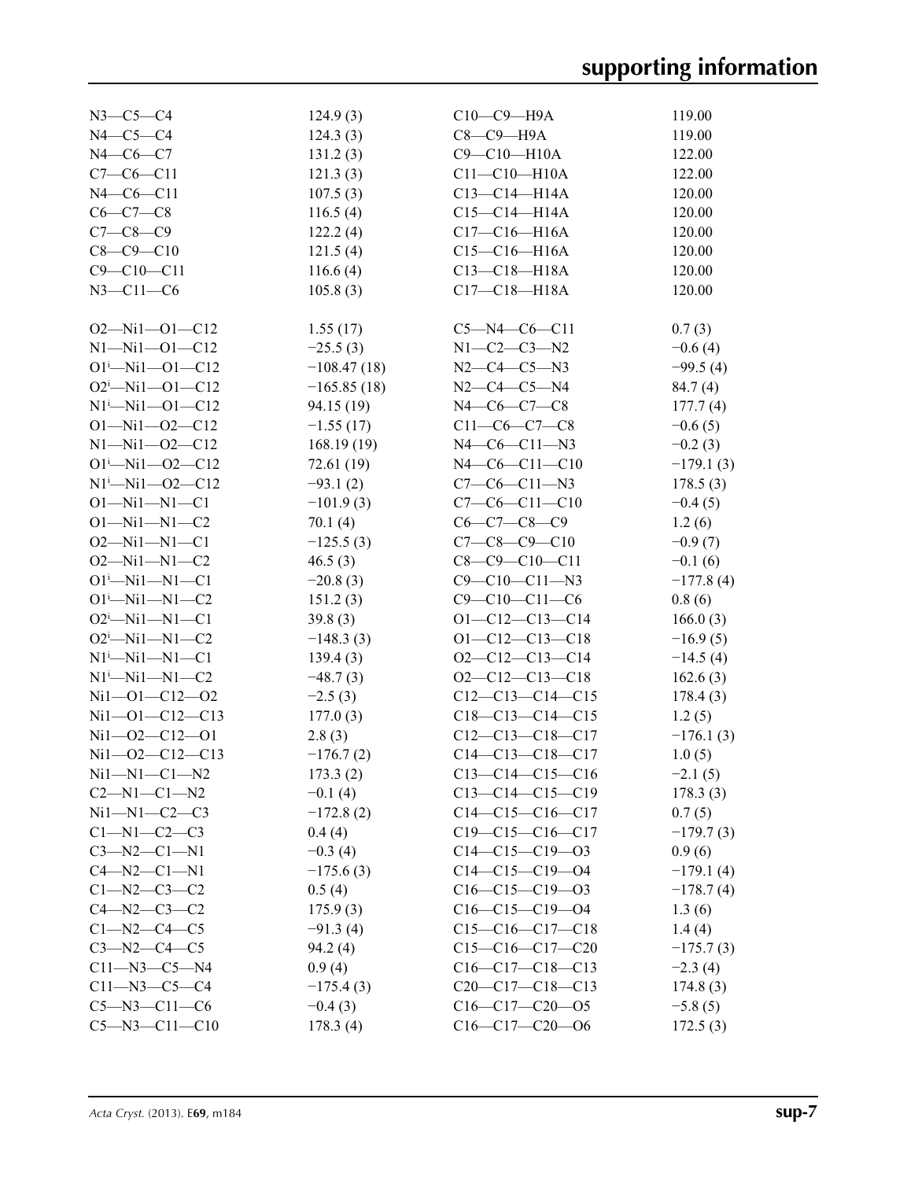| | | | |
|---|---|---|---|
| N3—C5—C4 | 124.9 (3) | C10—C9—H9A | 119.00 |
| N4—C5—C4 | 124.3 (3) | C8—C9—H9A | 119.00 |
| N4—C6—C7 | 131.2 (3) | C9—C10—H10A | 122.00 |
| C7—C6—C11 | 121.3 (3) | C11—C10—H10A | 122.00 |
| N4—C6—C11 | 107.5 (3) | C13—C14—H14A | 120.00 |
| C6—C7—C8 | 116.5 (4) | C15—C14—H14A | 120.00 |
| C7—C8—C9 | 122.2 (4) | C17—C16—H16A | 120.00 |
| C8—C9—C10 | 121.5 (4) | C15—C16—H16A | 120.00 |
| C9—C10—C11 | 116.6 (4) | C13—C18—H18A | 120.00 |
| N3—C11—C6 | 105.8 (3) | C17—C18—H18A | 120.00 |

| | | | |
|---|---|---|---|
| O2—Ni1—O1—C12 | 1.55 (17) | C5—N4—C6—C11 | 0.7 (3) |
| N1—Ni1—O1—C12 | −25.5 (3) | N1—C2—C3—N2 | −0.6 (4) |
| O1[i]—Ni1—O1—C12 | −108.47 (18) | N2—C4—C5—N3 | −99.5 (4) |
| O2[i]—Ni1—O1—C12 | −165.85 (18) | N2—C4—C5—N4 | 84.7 (4) |
| N1[i]—Ni1—O1—C12 | 94.15 (19) | N4—C6—C7—C8 | 177.7 (4) |
| O1—Ni1—O2—C12 | −1.55 (17) | C11—C6—C7—C8 | −0.6 (5) |
| N1—Ni1—O2—C12 | 168.19 (19) | N4—C6—C11—N3 | −0.2 (3) |
| O1[i]—Ni1—O2—C12 | 72.61 (19) | N4—C6—C11—C10 | −179.1 (3) |
| N1[i]—Ni1—O2—C12 | −93.1 (2) | C7—C6—C11—N3 | 178.5 (3) |
| O1—Ni1—N1—C1 | −101.9 (3) | C7—C6—C11—C10 | −0.4 (5) |
| O1—Ni1—N1—C2 | 70.1 (4) | C6—C7—C8—C9 | 1.2 (6) |
| O2—Ni1—N1—C1 | −125.5 (3) | C7—C8—C9—C10 | −0.9 (7) |
| O2—Ni1—N1—C2 | 46.5 (3) | C8—C9—C10—C11 | −0.1 (6) |
| O1[i]—Ni1—N1—C1 | −20.8 (3) | C9—C10—C11—N3 | −177.8 (4) |
| O1[i]—Ni1—N1—C2 | 151.2 (3) | C9—C10—C11—C6 | 0.8 (6) |
| O2[i]—Ni1—N1—C1 | 39.8 (3) | O1—C12—C13—C14 | 166.0 (3) |
| O2[i]—Ni1—N1—C2 | −148.3 (3) | O1—C12—C13—C18 | −16.9 (5) |
| N1[i]—Ni1—N1—C1 | 139.4 (3) | O2—C12—C13—C14 | −14.5 (4) |
| N1[i]—Ni1—N1—C2 | −48.7 (3) | O2—C12—C13—C18 | 162.6 (3) |
| Ni1—O1—C12—O2 | −2.5 (3) | C12—C13—C14—C15 | 178.4 (3) |
| Ni1—O1—C12—C13 | 177.0 (3) | C18—C13—C14—C15 | 1.2 (5) |
| Ni1—O2—C12—O1 | 2.8 (3) | C12—C13—C18—C17 | −176.1 (3) |
| Ni1—O2—C12—C13 | −176.7 (2) | C14—C13—C18—C17 | 1.0 (5) |
| Ni1—N1—C1—N2 | 173.3 (2) | C13—C14—C15—C16 | −2.1 (5) |
| C2—N1—C1—N2 | −0.1 (4) | C13—C14—C15—C19 | 178.3 (3) |
| Ni1—N1—C2—C3 | −172.8 (2) | C14—C15—C16—C17 | 0.7 (5) |
| C1—N1—C2—C3 | 0.4 (4) | C19—C15—C16—C17 | −179.7 (3) |
| C3—N2—C1—N1 | −0.3 (4) | C14—C15—C19—O3 | 0.9 (6) |
| C4—N2—C1—N1 | −175.6 (3) | C14—C15—C19—O4 | −179.1 (4) |
| C1—N2—C3—C2 | 0.5 (4) | C16—C15—C19—O3 | −178.7 (4) |
| C4—N2—C3—C2 | 175.9 (3) | C16—C15—C19—O4 | 1.3 (6) |
| C1—N2—C4—C5 | −91.3 (4) | C15—C16—C17—C18 | 1.4 (4) |
| C3—N2—C4—C5 | 94.2 (4) | C15—C16—C17—C20 | −175.7 (3) |
| C11—N3—C5—N4 | 0.9 (4) | C16—C17—C18—C13 | −2.3 (4) |
| C11—N3—C5—C4 | −175.4 (3) | C20—C17—C18—C13 | 174.8 (3) |
| C5—N3—C11—C6 | −0.4 (3) | C16—C17—C20—O5 | −5.8 (5) |
| C5—N3—C11—C10 | 178.3 (4) | C16—C17—C20—O6 | 172.5 (3) |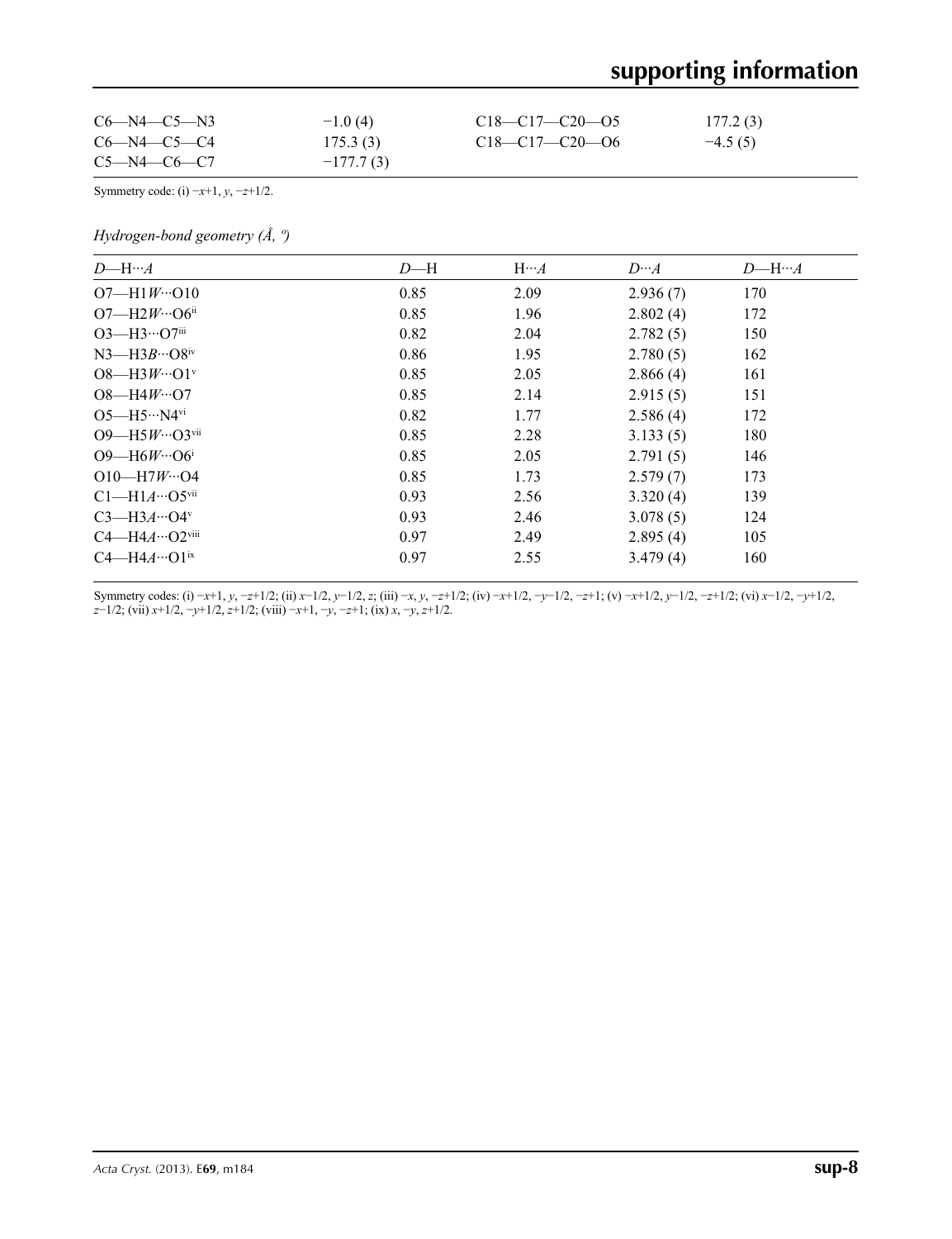| | | | |
|---|---|---|---|
| C6—N4—C5—N3 | −1.0 (4) | C18—C17—C20—O5 | 177.2 (3) |
| C6—N4—C5—C4 | 175.3 (3) | C18—C17—C20—O6 | −4.5 (5) |
| C5—N4—C6—C7 | −177.7 (3) | | |

Symmetry code: (i) $-x+1, y, -z+1/2$.

*Hydrogen-bond geometry (Å, º)*

| $D$—H···$A$ | $D$—H | H···$A$ | $D$···$A$ | $D$—H···$A$ |
|---|---|---|---|---|
| O7—H1$W$···O10 | 0.85 | 2.09 | 2.936 (7) | 170 |
| O7—H2$W$···O6$^{ii}$ | 0.85 | 1.96 | 2.802 (4) | 172 |
| O3—H3···O7$^{iii}$ | 0.82 | 2.04 | 2.782 (5) | 150 |
| N3—H3$B$···O8$^{iv}$ | 0.86 | 1.95 | 2.780 (5) | 162 |
| O8—H3$W$···O1$^{v}$ | 0.85 | 2.05 | 2.866 (4) | 161 |
| O8—H4$W$···O7 | 0.85 | 2.14 | 2.915 (5) | 151 |
| O5—H5···N4$^{vi}$ | 0.82 | 1.77 | 2.586 (4) | 172 |
| O9—H5$W$···O3$^{vii}$ | 0.85 | 2.28 | 3.133 (5) | 180 |
| O9—H6$W$···O6$^{i}$ | 0.85 | 2.05 | 2.791 (5) | 146 |
| O10—H7$W$···O4 | 0.85 | 1.73 | 2.579 (7) | 173 |
| C1—H1$A$···O5$^{vii}$ | 0.93 | 2.56 | 3.320 (4) | 139 |
| C3—H3$A$···O4$^{v}$ | 0.93 | 2.46 | 3.078 (5) | 124 |
| C4—H4$A$···O2$^{viii}$ | 0.97 | 2.49 | 2.895 (4) | 105 |
| C4—H4$A$···O1$^{ix}$ | 0.97 | 2.55 | 3.479 (4) | 160 |

Symmetry codes: (i) $-x+1, y, -z+1/2$; (ii) $x-1/2, y-1/2, z$; (iii) $-x, y, -z+1/2$; (iv) $-x+1/2, -y-1/2, -z+1$; (v) $-x+1/2, y-1/2, -z+1/2$; (vi) $x-1/2, -y+1/2, z-1/2$; (vii) $x+1/2, -y+1/2, z+1/2$; (viii) $-x+1, -y, -z+1$; (ix) $x, -y, z+1/2$.